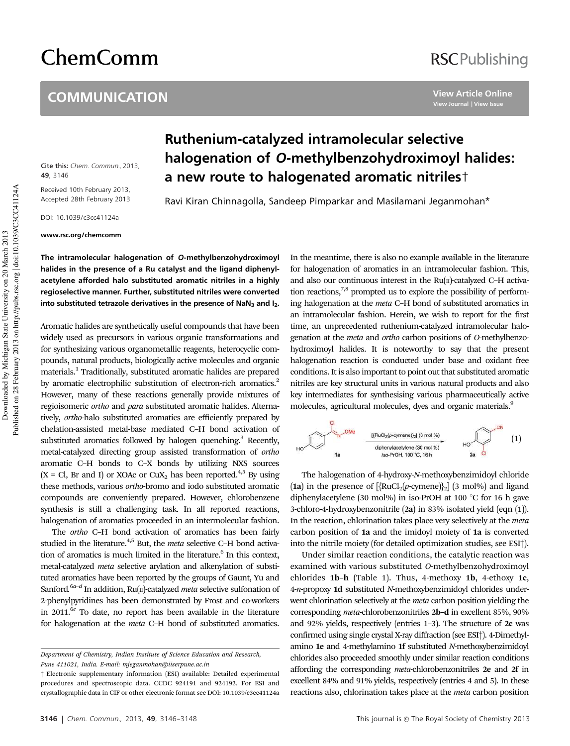# COMMUNICATION

# Ruthenium-catalyzed intramolecular selective halogenation of *O*-methylbenzohydroximoyl halides: a new route to halogenated aromatic nitriles†

Ravi Kiran Chinnagolla, Sandeep Pimparkar and Masilamani Jeganmohan*

Cite this: *Chem. Commun.*, 2013, **49**, 3146

Received 10th February 2013, Accepted 28th February 2013

DOI: 10.1039/c3cc41124a

www.rsc.org/chemcomm

**The intramolecular halogenation of *O*-methylbenzohydroximoyl halides in the presence of a Ru catalyst and the ligand diphenylacetylene afforded halo substituted aromatic nitriles in a highly regioselective manner. Further, substituted nitriles were converted into substituted tetrazole derivatives in the presence of $NaN_3$ and $I_2$.**

Aromatic halides are synthetically useful compounds that have been widely used as precursors in various organic transformations and for synthesizing various organometallic reagents, heterocyclic compounds, natural products, biologically active molecules and organic materials.[1] Traditionally, substituted aromatic halides are prepared by aromatic electrophilic substitution of electron-rich aromatics.[2] However, many of these reactions generally provide mixtures of regioisomeric *ortho* and *para* substituted aromatic halides. Alternatively, *ortho*-halo substituted aromatics are efficiently prepared by chelation-assisted metal-base mediated C–H bond activation of substituted aromatics followed by halogen quenching.[3] Recently, metal-catalyzed directing group assisted transformation of *ortho* aromatic C–H bonds to C–X bonds by utilizing NXS sources (X = Cl, Br and I) or XOAc or $CuX_2$ has been reported.[4,5] By using these methods, various *ortho*-bromo and iodo substituted aromatic compounds are conveniently prepared. However, chlorobenzene synthesis is still a challenging task. In all reported reactions, halogenation of aromatics proceeded in an intermolecular fashion.

The *ortho* C–H bond activation of aromatics has been fairly studied in the literature.[4,5] But, the *meta* selective C–H bond activation of aromatics is much limited in the literature.[6] In this context, metal-catalyzed *meta* selective arylation and alkenylation of substituted aromatics have been reported by the groups of Gaunt, Yu and Sanford.[6a–d] In addition, Ru(II)-catalyzed *meta* selective sulfonation of 2-phenylpyridines has been demonstrated by Frost and co-workers in 2011.[6e] To date, no report has been available in the literature for halogenation at the *meta* C–H bond of substituted aromatics. In the meantime, there is also no example available in the literature for halogenation of aromatics in an intramolecular fashion. This, and also our continuous interest in the Ru(II)-catalyzed C–H activation reactions,[7,8] prompted us to explore the possibility of performing halogenation at the *meta* C–H bond of substituted aromatics in an intramolecular fashion. Herein, we wish to report for the first time, an unprecedented ruthenium-catalyzed intramolecular halogenation at the *meta* and *ortho* carbon positions of *O*-methylbenzohydroximoyl halides. It is noteworthy to say that the present halogenation reaction is conducted under base and oxidant free conditions. It is also important to point out that substituted aromatic nitriles are key structural units in various natural products and also key intermediates for synthesising various pharmaceutically active molecules, agricultural molecules, dyes and organic materials.[9]

$$\mathbf{1a} \xrightarrow[\text{diphenylacetylene (30 mol \%)},\ iso\text{-PrOH, 100 °C, 16 h}]{[\{RuCl_2(p\text{-cymene})\}_2]\ (3\ \text{mol \%})} \mathbf{2a} \quad (1)$$

The halogenation of 4-hydroxy-*N*-methoxybenzimidoyl chloride (**1a**) in the presence of $[\{RuCl_2(p\text{-cymene})\}_2]$ (3 mol%) and ligand diphenylacetylene (30 mol%) in iso-PrOH at 100 °C for 16 h gave 3-chloro-4-hydroxybenzonitrile (**2a**) in 83% isolated yield (eqn (1)). In the reaction, chlorination takes place very selectively at the *meta* carbon position of **1a** and the imidoyl moiety of **1a** is converted into the nitrile moiety (for detailed optimization studies, see ESI†).

Under similar reaction conditions, the catalytic reaction was examined with various substituted *O*-methylbenzohydroximoyl chlorides **1b–h** (Table 1). Thus, 4-methoxy **1b**, 4-ethoxy **1c**, 4-*n*-propoxy **1d** substituted *N*-methoxybenzimidoyl chlorides underwent chlorination selectively at the *meta* carbon position yielding the corresponding *meta*-chlorobenzonitriles **2b–d** in excellent 85%, 90% and 92% yields, respectively (entries 1–3). The structure of **2c** was confirmed using single crystal X-ray diffraction (see ESI†). 4-Dimethylamino **1e** and 4-methylamino **1f** substituted *N*-methoxybenzimidoyl chlorides also proceeded smoothly under similar reaction conditions affording the corresponding *meta*-chlorobenzonitriles **2e** and **2f** in excellent 84% and 91% yields, respectively (entries 4 and 5). In these reactions also, chlorination takes place at the *meta* carbon position

Department of Chemistry, Indian Institute of Science Education and Research, Pune 411021, India. E-mail: mjeganmohan@iiserpune.ac.in

† Electronic supplementary information (ESI) available: Detailed experimental procedures and spectroscopic data. CCDC 924191 and 924192. For ESI and crystallographic data in CIF or other electronic format see DOI: 10.1039/c3cc41124a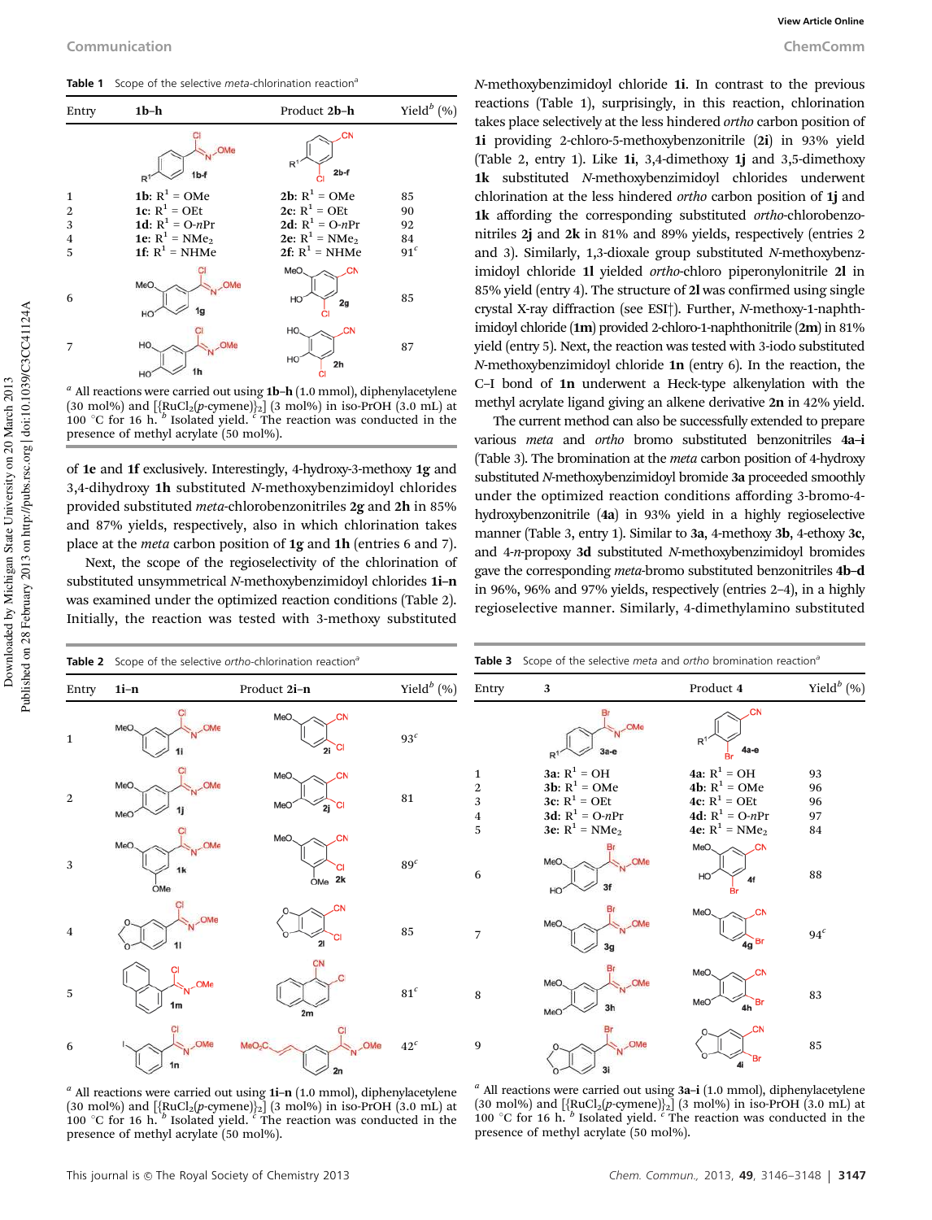**Table 1** Scope of the selective *meta*-chlorination reaction[a]

| Entry | 1b–h | Product 2b–h | Yield[b] (%) |
|---|---|---|---|
| 1 | **1b**: $R^1$ = OMe | **2b**: $R^1$ = OMe | 85 |
| 2 | **1c**: $R^1$ = OEt | **2c**: $R^1$ = OEt | 90 |
| 3 | **1d**: $R^1$ = O-*n*Pr | **2d**: $R^1$ = O-*n*Pr | 92 |
| 4 | **1e**: $R^1$ = $NMe_2$ | **2e**: $R^1$ = $NMe_2$ | 84 |
| 5 | **1f**: $R^1$ = NHMe | **2f**: $R^1$ = NHMe | 91[c] |
| 6 | **1g** | **2g** | 85 |
| 7 | **1h** | **2h** | 87 |

[a] All reactions were carried out using **1b–h** (1.0 mmol), diphenylacetylene (30 mol%) and [{$RuCl_2$(*p*-cymene)}$_2$] (3 mol%) in iso-PrOH (3.0 mL) at 100 °C for 16 h. [b] Isolated yield. [c] The reaction was conducted in the presence of methyl acrylate (50 mol%).

of **1e** and **1f** exclusively. Interestingly, 4-hydroxy-3-methoxy **1g** and 3,4-dihydroxy **1h** substituted *N*-methoxybenzimidoyl chlorides provided substituted *meta*-chlorobenzonitriles **2g** and **2h** in 85% and 87% yields, respectively, also in which chlorination takes place at the *meta* carbon position of **1g** and **1h** (entries 6 and 7).

Next, the scope of the regioselectivity of the chlorination of substituted unsymmetrical *N*-methoxybenzimidoyl chlorides **1i–n** was examined under the optimized reaction conditions (Table 2). Initially, the reaction was tested with 3-methoxy substituted *N*-methoxybenzimidoyl chloride **1i**. In contrast to the previous reactions (Table 1), surprisingly, in this reaction, chlorination takes place selectively at the less hindered *ortho* carbon position of **1i** providing 2-chloro-5-methoxybenzonitrile (**2i**) in 93% yield (Table 2, entry 1). Like **1i**, 3,4-dimethoxy **1j** and 3,5-dimethoxy **1k** substituted *N*-methoxybenzimidoyl chlorides underwent chlorination at the less hindered *ortho* carbon position of **1j** and **1k** affording the corresponding substituted *ortho*-chlorobenzonitriles **2j** and **2k** in 81% and 89% yields, respectively (entries 2 and 3). Similarly, 1,3-dioxale group substituted *N*-methoxybenzimidoyl chloride **1l** yielded *ortho*-chloro piperonylonitrile **2l** in 85% yield (entry 4). The structure of **2l** was confirmed using single crystal X-ray diffraction (see ESI†). Further, *N*-methoxy-1-naphthimidoyl chloride (**1m**) provided 2-chloro-1-naphthonitrile (**2m**) in 81% yield (entry 5). Next, the reaction was tested with 3-iodo substituted *N*-methoxybenzimidoyl chloride **1n** (entry 6). In the reaction, the C–I bond of **1n** underwent a Heck-type alkenylation with the methyl acrylate ligand giving an alkene derivative **2n** in 42% yield.

The current method can also be successfully extended to prepare various *meta* and *ortho* bromo substituted benzonitriles **4a–i** (Table 3). The bromination at the *meta* carbon position of 4-hydroxy substituted *N*-methoxybenzimidoyl bromide **3a** proceeded smoothly under the optimized reaction conditions affording 3-bromo-4-hydroxybenzonitrile (**4a**) in 93% yield in a highly regioselective manner (Table 3, entry 1). Similar to **3a**, 4-methoxy **3b**, 4-ethoxy **3c**, and 4-*n*-propoxy **3d** substituted *N*-methoxybenzimidoyl bromides gave the corresponding *meta*-bromo substituted benzonitriles **4b–d** in 96%, 96% and 97% yields, respectively (entries 2–4), in a highly regioselective manner. Similarly, 4-dimethylamino substituted

**Table 2** Scope of the selective *ortho*-chlorination reaction[a]

| Entry | 1i–n | Product 2i–n | Yield[b] (%) |
|---|---|---|---|
| 1 | **1i** | **2i** | 93[c] |
| 2 | **1j** | **2j** | 81 |
| 3 | **1k** | **2k** | 89[c] |
| 4 | **1l** | **2l** | 85 |
| 5 | **1m** | **2m** | 81[c] |
| 6 | **1n** | **2n** | 42[c] |

[a] All reactions were carried out using **1i–n** (1.0 mmol), diphenylacetylene (30 mol%) and [{$RuCl_2$(*p*-cymene)}$_2$] (3 mol%) in iso-PrOH (3.0 mL) at 100 °C for 16 h. [b] Isolated yield. [c] The reaction was conducted in the presence of methyl acrylate (50 mol%).

**Table 3** Scope of the selective *meta* and *ortho* bromination reaction[a]

| Entry | 3 | Product 4 | Yield[b] (%) |
|---|---|---|---|
| 1 | **3a**: $R^1$ = OH | **4a**: $R^1$ = OH | 93 |
| 2 | **3b**: $R^1$ = OMe | **4b**: $R^1$ = OMe | 96 |
| 3 | **3c**: $R^1$ = OEt | **4c**: $R^1$ = OEt | 96 |
| 4 | **3d**: $R^1$ = O-*n*Pr | **4d**: $R^1$ = O-*n*Pr | 97 |
| 5 | **3e**: $R^1$ = $NMe_2$ | **4e**: $R^1$ = $NMe_2$ | 84 |
| 6 | **3f** | **4f** | 88 |
| 7 | **3g** | **4g** | 94[c] |
| 8 | **3h** | **4h** | 83 |
| 9 | **3i** | **4i** | 85 |

[a] All reactions were carried out using **3a–i** (1.0 mmol), diphenylacetylene (30 mol%) and [{$RuCl_2$(*p*-cymene)}$_2$] (3 mol%) in iso-PrOH (3.0 mL) at 100 °C for 16 h. [b] Isolated yield. [c] The reaction was conducted in the presence of methyl acrylate (50 mol%).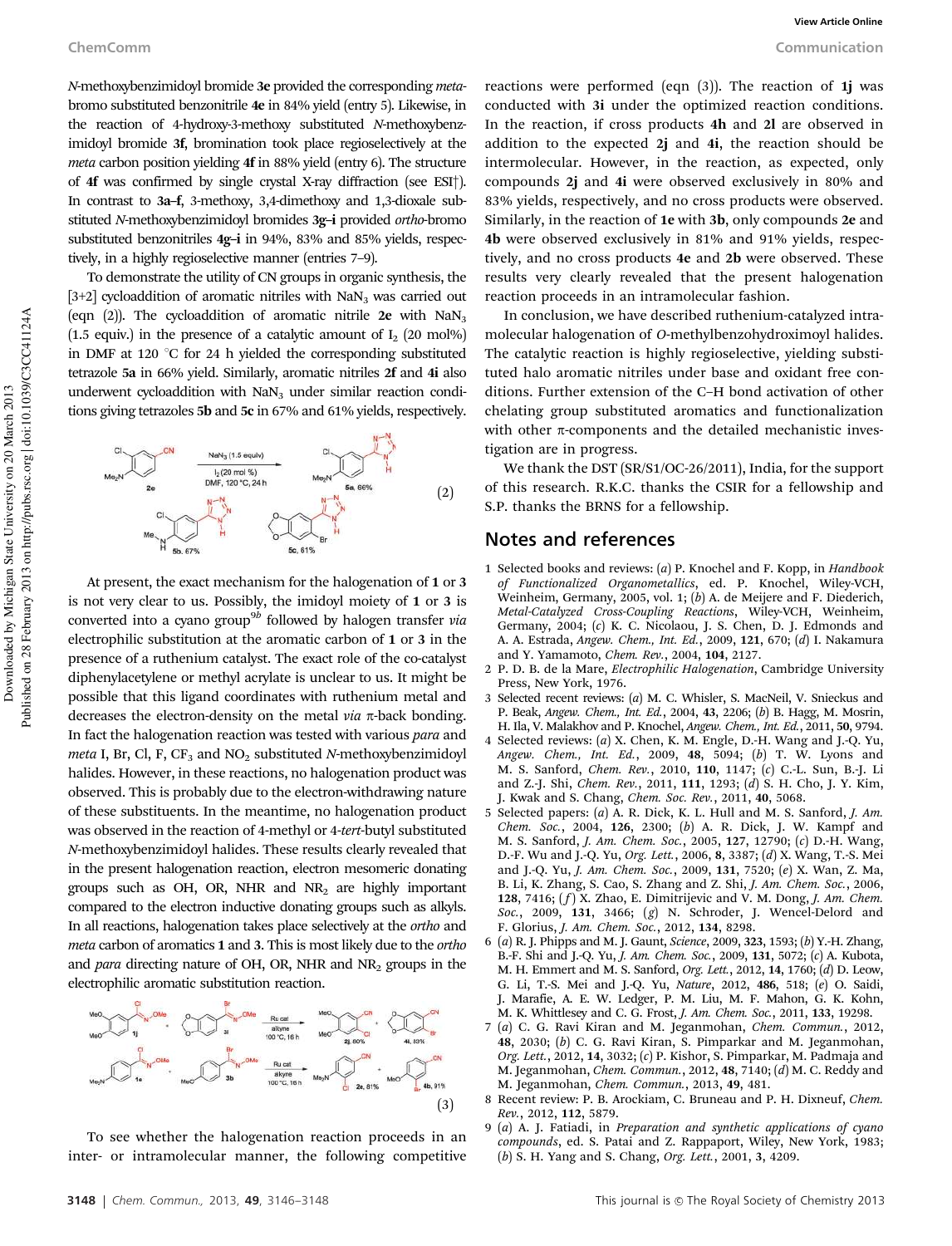*N*-methoxybenzimidoyl bromide **3e** provided the corresponding *meta*-bromo substituted benzonitrile **4e** in 84% yield (entry 5). Likewise, in the reaction of 4-hydroxy-3-methoxy substituted *N*-methoxybenzimidoyl bromide **3f**, bromination took place regioselectively at the *meta* carbon position yielding **4f** in 88% yield (entry 6). The structure of **4f** was confirmed by single crystal X-ray diffraction (see ESI†). In contrast to **3a–f**, 3-methoxy, 3,4-dimethoxy and 1,3-dioxale substituted *N*-methoxybenzimidoyl bromides **3g–i** provided *ortho*-bromo substituted benzonitriles **4g–i** in 94%, 83% and 85% yields, respectively, in a highly regioselective manner (entries 7–9).

To demonstrate the utility of CN groups in organic synthesis, the [3+2] cycloaddition of aromatic nitriles with $NaN_3$ was carried out (eqn (2)). The cycloaddition of aromatic nitrile **2e** with $NaN_3$ (1.5 equiv.) in the presence of a catalytic amount of $I_2$ (20 mol%) in DMF at 120 °C for 24 h yielded the corresponding substituted tetrazole **5a** in 66% yield. Similarly, aromatic nitriles **2f** and **4i** also underwent cycloaddition with $NaN_3$ under similar reaction conditions giving tetrazoles **5b** and **5c** in 67% and 61% yields, respectively.

NaN3 (1.5 equiv)
I2 (20 mol %)
DMF, 120 °C, 24 h
2e
5a, 66%
5b, 67%
5c, 61%

(2)

At present, the exact mechanism for the halogenation of **1** or **3** is not very clear to us. Possibly, the imidoyl moiety of **1** or **3** is converted into a cyano group[9b] followed by halogen transfer *via* electrophilic substitution at the aromatic carbon of **1** or **3** in the presence of a ruthenium catalyst. The exact role of the co-catalyst diphenylacetylene or methyl acrylate is unclear to us. It might be possible that this ligand coordinates with ruthenium metal and decreases the electron-density on the metal *via* π-back bonding. In fact the halogenation reaction was tested with various *para* and *meta* I, Br, Cl, F, $CF_3$ and $NO_2$ substituted *N*-methoxybenzimidoyl halides. However, in these reactions, no halogenation product was observed. This is probably due to the electron-withdrawing nature of these substituents. In the meantime, no halogenation product was observed in the reaction of 4-methyl or 4-*tert*-butyl substituted *N*-methoxybenzimidoyl halides. These results clearly revealed that in the present halogenation reaction, electron mesomeric donating groups such as OH, OR, NHR and $NR_2$ are highly important compared to the electron inductive donating groups such as alkyls. In all reactions, halogenation takes place selectively at the *ortho* and *meta* carbon of aromatics **1** and **3**. This is most likely due to the *ortho* and *para* directing nature of OH, OR, NHR and $NR_2$ groups in the electrophilic aromatic substitution reaction.

1j
3i
Ru cat
alkyne
100 °C, 16 h
2j, 80%
4i, 83%
1e
3b
Ru cat
alkyne
100 °C, 16 h
2e, 81%
4b, 91%

(3)

To see whether the halogenation reaction proceeds in an inter- or intramolecular manner, the following competitive reactions were performed (eqn (3)). The reaction of **1j** was conducted with **3i** under the optimized reaction conditions. In the reaction, if cross products **4h** and **2l** are observed in addition to the expected **2j** and **4i**, the reaction should be intermolecular. However, in the reaction, as expected, only compounds **2j** and **4i** were observed exclusively in 80% and 83% yields, respectively, and no cross products were observed. Similarly, in the reaction of **1e** with **3b**, only compounds **2e** and **4b** were observed exclusively in 81% and 91% yields, respectively, and no cross products **4e** and **2b** were observed. These results very clearly revealed that the present halogenation reaction proceeds in an intramolecular fashion.

In conclusion, we have described ruthenium-catalyzed intramolecular halogenation of *O*-methylbenzohydroximoyl halides. The catalytic reaction is highly regioselective, yielding substituted halo aromatic nitriles under base and oxidant free conditions. Further extension of the C–H bond activation of other chelating group substituted aromatics and functionalization with other π-components and the detailed mechanistic investigation are in progress.

We thank the DST (SR/S1/OC-26/2011), India, for the support of this research. R.K.C. thanks the CSIR for a fellowship and S.P. thanks the BRNS for a fellowship.

## Notes and references

1 Selected books and reviews: (*a*) P. Knochel and F. Kopp, in *Handbook of Functionalized Organometallics*, ed. P. Knochel, Wiley-VCH, Weinheim, Germany, 2005, vol. 1; (*b*) A. de Meijere and F. Diederich, *Metal-Catalyzed Cross-Coupling Reactions*, Wiley-VCH, Weinheim, Germany, 2004; (*c*) K. C. Nicolaou, J. S. Chen, D. J. Edmonds and A. A. Estrada, *Angew. Chem., Int. Ed.*, 2009, **121**, 670; (*d*) I. Nakamura and Y. Yamamoto, *Chem. Rev.*, 2004, **104**, 2127.

2 P. D. B. de la Mare, *Electrophilic Halogenation*, Cambridge University Press, New York, 1976.

3 Selected recent reviews: (*a*) M. C. Whisler, S. MacNeil, V. Snieckus and P. Beak, *Angew. Chem., Int. Ed.*, 2004, **43**, 2206; (*b*) B. Hagg, M. Mosrin, H. Ila, V. Malakhov and P. Knochel, *Angew. Chem., Int. Ed.*, 2011, **50**, 9794.

4 Selected reviews: (*a*) X. Chen, K. M. Engle, D.-H. Wang and J.-Q. Yu, *Angew. Chem., Int. Ed.*, 2009, **48**, 5094; (*b*) T. W. Lyons and M. S. Sanford, *Chem. Rev.*, 2010, **110**, 1147; (*c*) C.-L. Sun, B.-J. Li and Z.-J. Shi, *Chem. Rev.*, 2011, **111**, 1293; (*d*) S. H. Cho, J. Y. Kim, J. Kwak and S. Chang, *Chem. Soc. Rev.*, 2011, **40**, 5068.

5 Selected papers: (*a*) A. R. Dick, K. L. Hull and M. S. Sanford, *J. Am. Chem. Soc.*, 2004, **126**, 2300; (*b*) A. R. Dick, J. W. Kampf and M. S. Sanford, *J. Am. Chem. Soc.*, 2005, **127**, 12790; (*c*) D.-H. Wang, D.-F. Wu and J.-Q. Yu, *Org. Lett.*, 2006, **8**, 3387; (*d*) X. Wang, T.-S. Mei and J.-Q. Yu, *J. Am. Chem. Soc.*, 2009, **131**, 7520; (*e*) X. Wan, Z. Ma, B. Li, K. Zhang, S. Cao, S. Zhang and Z. Shi, *J. Am. Chem. Soc.*, 2006, **128**, 7416; (*f*) X. Zhao, E. Dimitrijevic and V. M. Dong, *J. Am. Chem. Soc.*, 2009, **131**, 3466; (*g*) N. Schroder, J. Wencel-Delord and F. Glorius, *J. Am. Chem. Soc.*, 2012, **134**, 8298.

6 (*a*) R. J. Phipps and M. J. Gaunt, *Science*, 2009, **323**, 1593; (*b*) Y.-H. Zhang, B.-F. Shi and J.-Q. Yu, *J. Am. Chem. Soc.*, 2009, **131**, 5072; (*c*) A. Kubota, M. H. Emmert and M. S. Sanford, *Org. Lett.*, 2012, **14**, 1760; (*d*) D. Leow, G. Li, T.-S. Mei and J.-Q. Yu, *Nature*, 2012, **486**, 518; (*e*) O. Saidi, J. Marafie, A. E. W. Ledger, P. M. Liu, M. F. Mahon, G. K. Kohn, M. K. Whittlesey and C. G. Frost, *J. Am. Chem. Soc.*, 2011, **133**, 19298.

7 (*a*) C. G. Ravi Kiran and M. Jeganmohan, *Chem. Commun.*, 2012, **48**, 2030; (*b*) C. G. Ravi Kiran, S. Pimparkar and M. Jeganmohan, *Org. Lett.*, 2012, **14**, 3032; (*c*) P. Kishor, S. Pimparkar, M. Padmaja and M. Jeganmohan, *Chem. Commun.*, 2012, **48**, 7140; (*d*) M. C. Reddy and M. Jeganmohan, *Chem. Commun.*, 2013, **49**, 481.

8 Recent review: P. B. Arockiam, C. Bruneau and P. H. Dixneuf, *Chem. Rev.*, 2012, **112**, 5879.

9 (*a*) A. J. Fatiadi, in *Preparation and synthetic applications of cyano compounds*, ed. S. Patai and Z. Rappaport, Wiley, New York, 1983; (*b*) S. H. Yang and S. Chang, *Org. Lett.*, 2001, **3**, 4209.